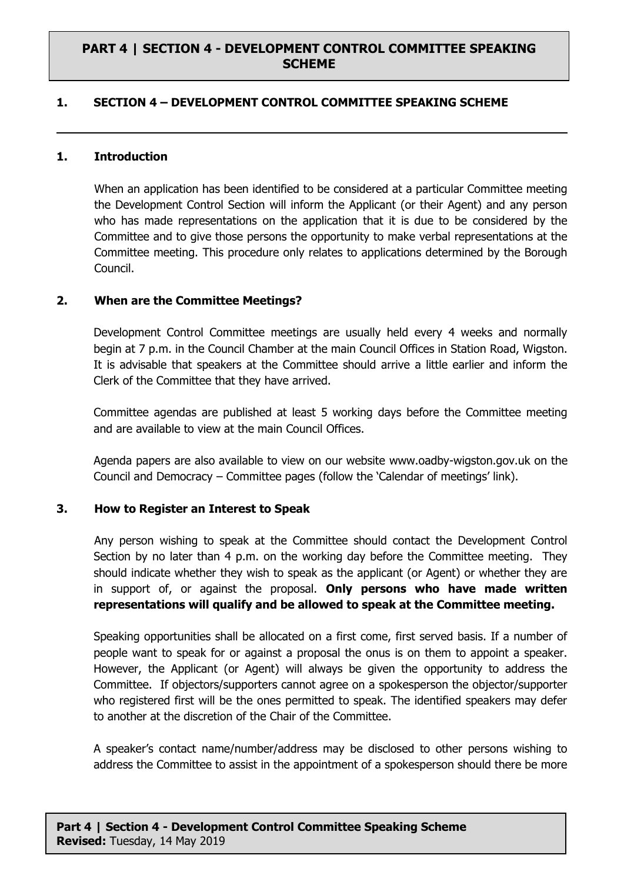# PART 4 | SECTION 4 - DEVELOPMENT CONTROL COMMITTEE SPEAKING SCHEME

## 1. SECTION 4 – DEVELOPMENT CONTROL COMMITTEE SPEAKING SCHEME

---

### 1. Introduction

When an application has been identified to be considered at a particular Committee meeting the Development Control Section will inform the Applicant (or their Agent) and any person who has made representations on the application that it is due to be considered by the Committee and to give those persons the opportunity to make verbal representations at the Committee meeting. This procedure only relates to applications determined by the Borough Council.

### 2. When are the Committee Meetings?

Development Control Committee meetings are usually held every 4 weeks and normally begin at 7 p.m. in the Council Chamber at the main Council Offices in Station Road, Wigston. It is advisable that speakers at the Committee should arrive a little earlier and inform the Clerk of the Committee that they have arrived.

Committee agendas are published at least 5 working days before the Committee meeting and are available to view at the main Council Offices.

Agenda papers are also available to view on our website www.oadby-wigston.gov.uk on the Council and Democracy – Committee pages (follow the 'Calendar of meetings' link).

### 3. How to Register an Interest to Speak

Any person wishing to speak at the Committee should contact the Development Control Section by no later than 4 p.m. on the working day before the Committee meeting. They should indicate whether they wish to speak as the applicant (or Agent) or whether they are in support of, or against the proposal. **Only persons who have made written representations will qualify and be allowed to speak at the Committee meeting.**

Speaking opportunities shall be allocated on a first come, first served basis. If a number of people want to speak for or against a proposal the onus is on them to appoint a speaker. However, the Applicant (or Agent) will always be given the opportunity to address the Committee. If objectors/supporters cannot agree on a spokesperson the objector/supporter who registered first will be the ones permitted to speak. The identified speakers may defer to another at the discretion of the Chair of the Committee.

A speaker's contact name/number/address may be disclosed to other persons wishing to address the Committee to assist in the appointment of a spokesperson should there be more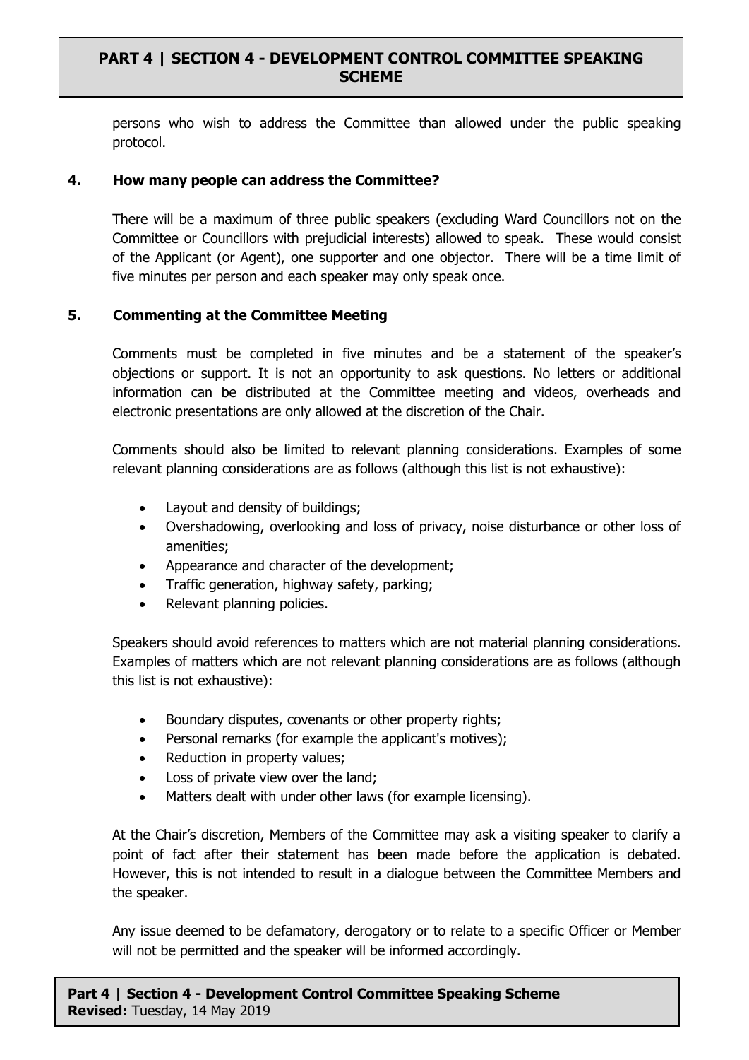persons who wish to address the Committee than allowed under the public speaking protocol.

## 4. How many people can address the Committee?

There will be a maximum of three public speakers (excluding Ward Councillors not on the Committee or Councillors with prejudicial interests) allowed to speak. These would consist of the Applicant (or Agent), one supporter and one objector. There will be a time limit of five minutes per person and each speaker may only speak once.

## 5. Commenting at the Committee Meeting

Comments must be completed in five minutes and be a statement of the speaker's objections or support. It is not an opportunity to ask questions. No letters or additional information can be distributed at the Committee meeting and videos, overheads and electronic presentations are only allowed at the discretion of the Chair.

Comments should also be limited to relevant planning considerations. Examples of some relevant planning considerations are as follows (although this list is not exhaustive):

- Layout and density of buildings;
- Overshadowing, overlooking and loss of privacy, noise disturbance or other loss of amenities;
- Appearance and character of the development;
- Traffic generation, highway safety, parking;
- Relevant planning policies.

Speakers should avoid references to matters which are not material planning considerations. Examples of matters which are not relevant planning considerations are as follows (although this list is not exhaustive):

- Boundary disputes, covenants or other property rights;
- Personal remarks (for example the applicant's motives);
- Reduction in property values;
- Loss of private view over the land;
- Matters dealt with under other laws (for example licensing).

At the Chair's discretion, Members of the Committee may ask a visiting speaker to clarify a point of fact after their statement has been made before the application is debated. However, this is not intended to result in a dialogue between the Committee Members and the speaker.

Any issue deemed to be defamatory, derogatory or to relate to a specific Officer or Member will not be permitted and the speaker will be informed accordingly.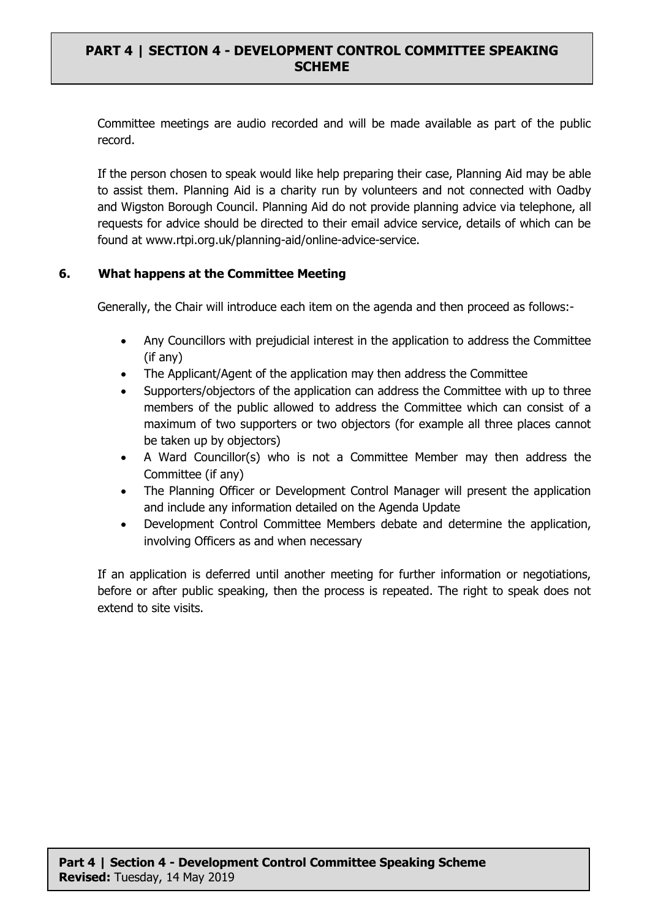Committee meetings are audio recorded and will be made available as part of the public record.

If the person chosen to speak would like help preparing their case, Planning Aid may be able to assist them. Planning Aid is a charity run by volunteers and not connected with Oadby and Wigston Borough Council. Planning Aid do not provide planning advice via telephone, all requests for advice should be directed to their email advice service, details of which can be found at www.rtpi.org.uk/planning-aid/online-advice-service.

## 6. What happens at the Committee Meeting

Generally, the Chair will introduce each item on the agenda and then proceed as follows:-

- Any Councillors with prejudicial interest in the application to address the Committee (if any)
- The Applicant/Agent of the application may then address the Committee
- Supporters/objectors of the application can address the Committee with up to three members of the public allowed to address the Committee which can consist of a maximum of two supporters or two objectors (for example all three places cannot be taken up by objectors)
- A Ward Councillor(s) who is not a Committee Member may then address the Committee (if any)
- The Planning Officer or Development Control Manager will present the application and include any information detailed on the Agenda Update
- Development Control Committee Members debate and determine the application, involving Officers as and when necessary

If an application is deferred until another meeting for further information or negotiations, before or after public speaking, then the process is repeated. The right to speak does not extend to site visits.